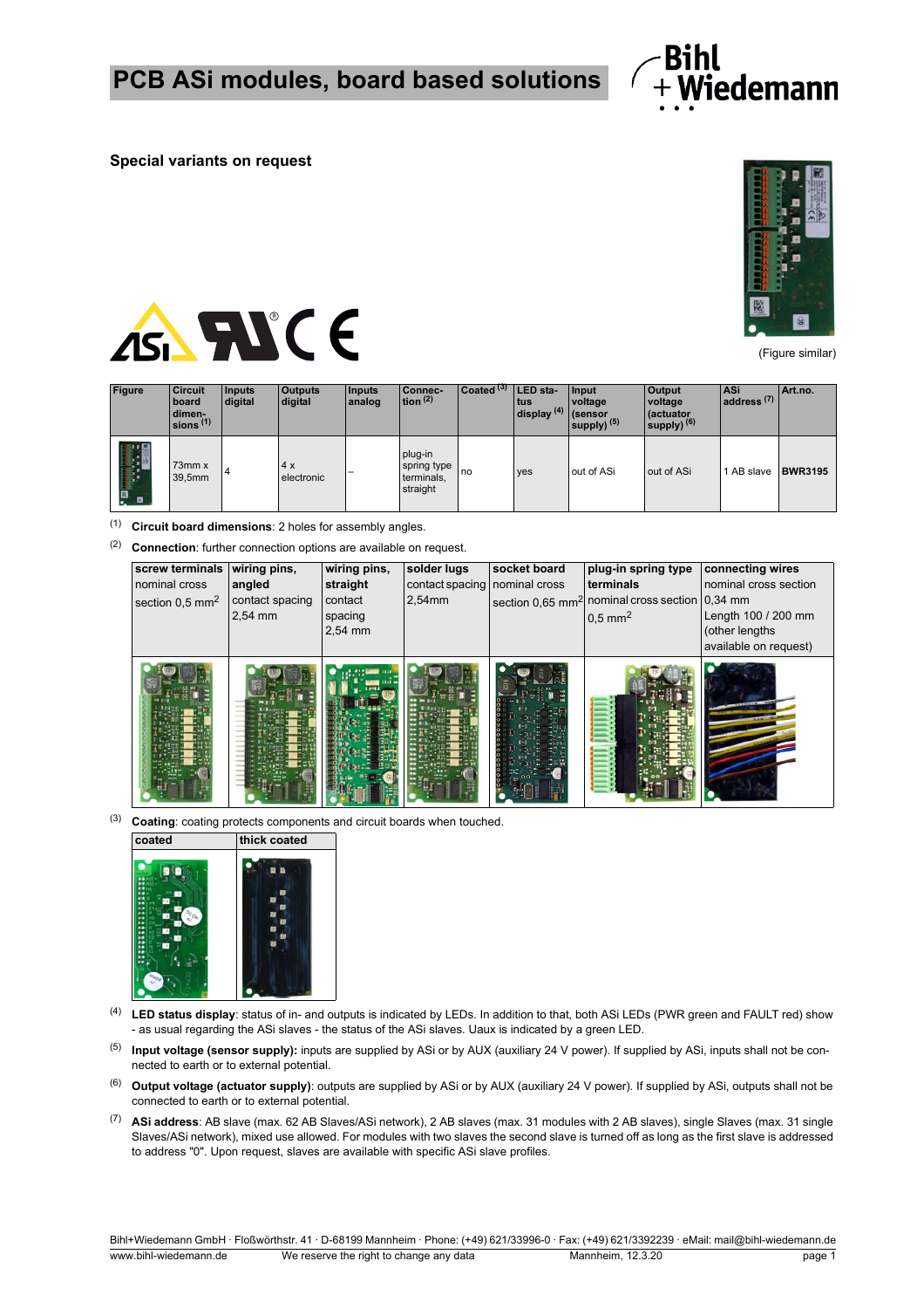# PCB ASi modules, board based solutions

**Special variants on request**

(Figure similar)

| Figure | Circuit board dimensions [(1)] | Inputs digital | Outputs digital | Inputs analog | Connection [(2)] | Coated [(3)] | LED status display [(4)] | Input voltage (sensor supply) [(5)] | Output voltage (actuator supply) [(6)] | ASi address [(7)] | Art.no. |
|---|---|---|---|---|---|---|---|---|---|---|---|
| | 73mm x 39,5mm | 4 | 4 x electronic | – | plug-in spring type terminals, straight | no | yes | out of ASi | out of ASi | 1 AB slave | **BWR3195** |

[(1)] **Circuit board dimensions**: 2 holes for assembly angles.

[(2)] **Connection**: further connection options are available on request.

| **screw terminals** nominal cross section 0,5 mm² | **wiring pins, angled** contact spacing 2,54 mm | **wiring pins, straight** contact spacing 2,54 mm | **solder lugs** contact spacing 2,54mm | **socket board** nominal cross section 0,65 mm² | **plug-in spring type terminals** nominal cross section 0,5 mm² | **connecting wires** nominal cross section 0,34 mm Length 100 / 200 mm (other lengths available on request) |
|---|---|---|---|---|---|---|

[(3)] **Coating**: coating protects components and circuit boards when touched.

| **coated** | **thick coated** |
|---|---|

[(4)] **LED status display**: status of in- and outputs is indicated by LEDs. In addition to that, both ASi LEDs (PWR green and FAULT red) show - as usual regarding the ASi slaves - the status of the ASi slaves. Uaux is indicated by a green LED.

[(5)] **Input voltage (sensor supply):** inputs are supplied by ASi or by AUX (auxiliary 24 V power). If supplied by ASi, inputs shall not be connected to earth or to external potential.

[(6)] **Output voltage (actuator supply)**: outputs are supplied by ASi or by AUX (auxiliary 24 V power). If supplied by ASi, outputs shall not be connected to earth or to external potential.

[(7)] **ASi address**: AB slave (max. 62 AB Slaves/ASi network), 2 AB slaves (max. 31 modules with 2 AB slaves), single Slaves (max. 31 single Slaves/ASi network), mixed use allowed. For modules with two slaves the second slave is turned off as long as the first slave is addressed to address "0". Upon request, slaves are available with specific ASi slave profiles.

Bihl+Wiedemann GmbH · Floßwörthstr. 41 · D-68199 Mannheim · Phone: (+49) 621/33996-0 · Fax: (+49) 621/3392239 · eMail: mail@bihl-wiedemann.de
www.bihl-wiedemann.de We reserve the right to change any data Mannheim, 12.3.20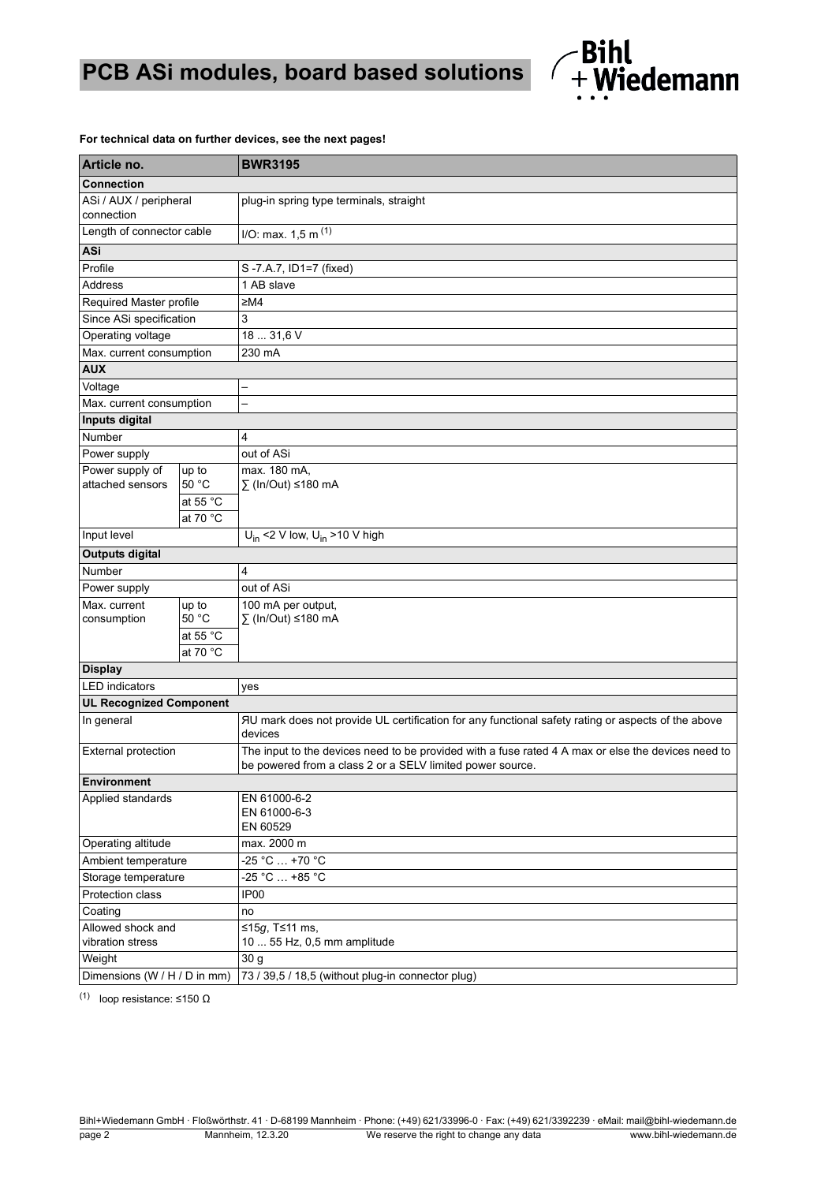**For technical data on further devices, see the next pages!**

| Article no. | | BWR3195 |
|---|---|---|
| **Connection** | | |
| ASi / AUX / peripheral connection | | plug-in spring type terminals, straight |
| Length of connector cable | | I/O: max. 1,5 m [(1)] |
| **ASi** | | |
| Profile | | S -7.A.7, ID1=7 (fixed) |
| Address | | 1 AB slave |
| Required Master profile | | ≥M4 |
| Since ASi specification | | 3 |
| Operating voltage | | 18 ... 31,6 V |
| Max. current consumption | | 230 mA |
| **AUX** | | |
| Voltage | | – |
| Max. current consumption | | – |
| **Inputs digital** | | |
| Number | | 4 |
| Power supply | | out of ASi |
| Power supply of attached sensors | up to 50 °C | max. 180 mA, ∑ (In/Out) ≤180 mA |
| | at 55 °C | |
| | at 70 °C | |
| Input level | | $U_{in}$ <2 V low, $U_{in}$ >10 V high |
| **Outputs digital** | | |
| Number | | 4 |
| Power supply | | out of ASi |
| Max. current consumption | up to 50 °C | 100 mA per output, ∑ (In/Out) ≤180 mA |
| | at 55 °C | |
| | at 70 °C | |
| **Display** | | |
| LED indicators | | yes |
| **UL Recognized Component** | | |
| In general | | ЯU mark does not provide UL certification for any functional safety rating or aspects of the above devices |
| External protection | | The input to the devices need to be provided with a fuse rated 4 A max or else the devices need to be powered from a class 2 or a SELV limited power source. |
| **Environment** | | |
| Applied standards | | EN 61000-6-2<br>EN 61000-6-3<br>EN 60529 |
| Operating altitude | | max. 2000 m |
| Ambient temperature | | -25 °C … +70 °C |
| Storage temperature | | -25 °C … +85 °C |
| Protection class | | IP00 |
| Coating | | no |
| Allowed shock and vibration stress | | ≤15*g*, T≤11 ms,<br>10 ... 55 Hz, 0,5 mm amplitude |
| Weight | | 30 g |
| Dimensions (W / H / D in mm) | | 73 / 39,5 / 18,5 (without plug-in connector plug) |

(1) loop resistance: ≤150 Ω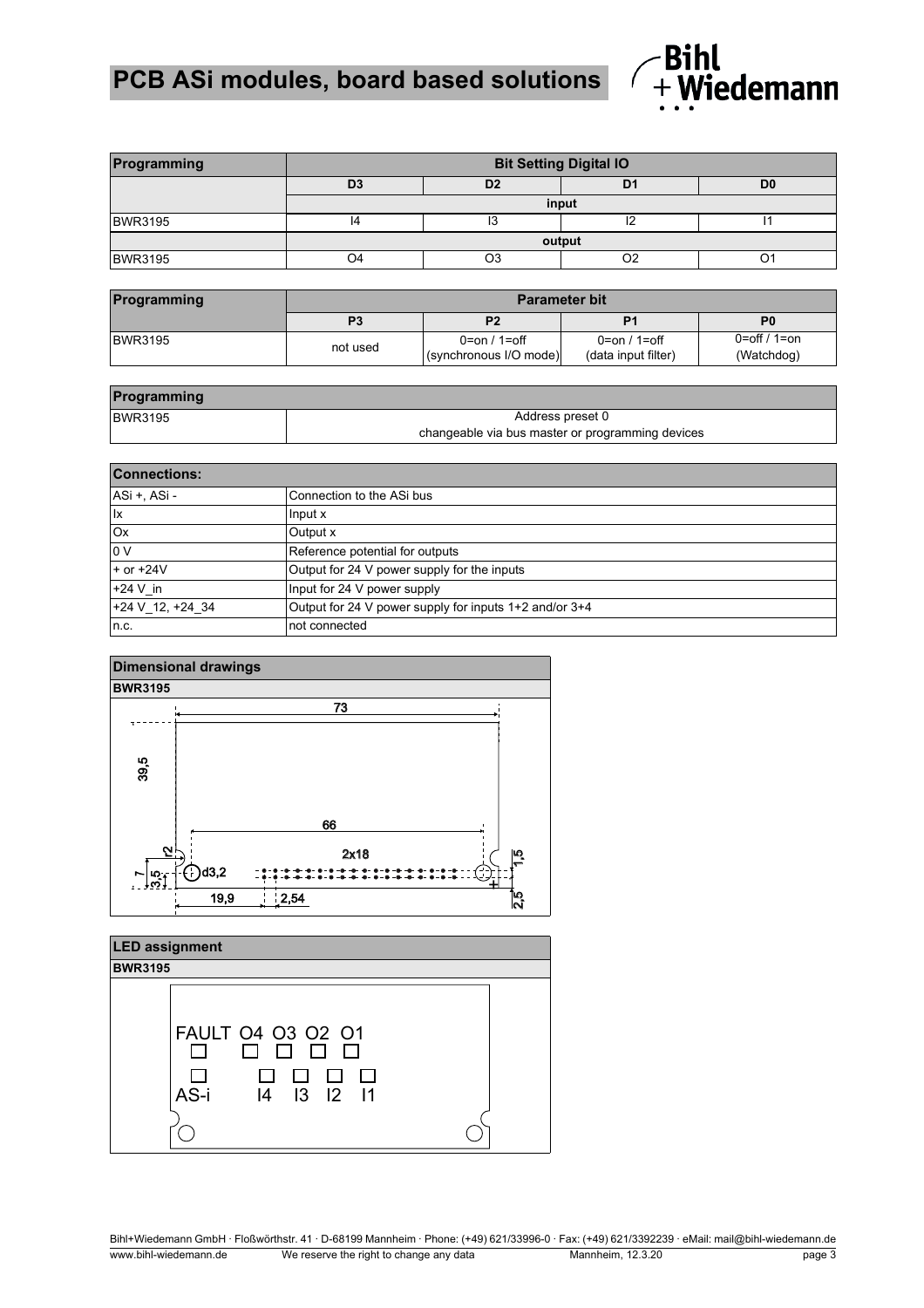| Programming | Bit Setting Digital IO | | | |
|---|---|---|---|---|
| | D3 | D2 | D1 | D0 |
| | input | | | |
| BWR3195 | I4 | I3 | I2 | I1 |
| | output | | | |
| BWR3195 | O4 | O3 | O2 | O1 |

| Programming | Parameter bit | | | |
|---|---|---|---|---|
| | P3 | P2 | P1 | P0 |
| BWR3195 | not used | 0=on / 1=off (synchronous I/O mode) | 0=on / 1=off (data input filter) | 0=off / 1=on (Watchdog) |

| Programming | |
|---|---|
| BWR3195 | Address preset 0<br>changeable via bus master or programming devices |

| Connections: | |
|---|---|
| ASi +, ASi - | Connection to the ASi bus |
| Ix | Input x |
| Ox | Output x |
| 0 V | Reference potential for outputs |
| + or +24V | Output for 24 V power supply for the inputs |
| +24 V_in | Input for 24 V power supply |
| +24 V_12, +24_34 | Output for 24 V power supply for inputs 1+2 and/or 3+4 |
| n.c. | not connected |

## Dimensional drawings

**BWR3195**

73

39,5

66

2x18

d3,2

2

1,5

7

3,5

19,9

2,54

2,5

## LED assignment

**BWR3195**

FAULT O4 O3 O2 O1

AS-i I4 I3 I2 I1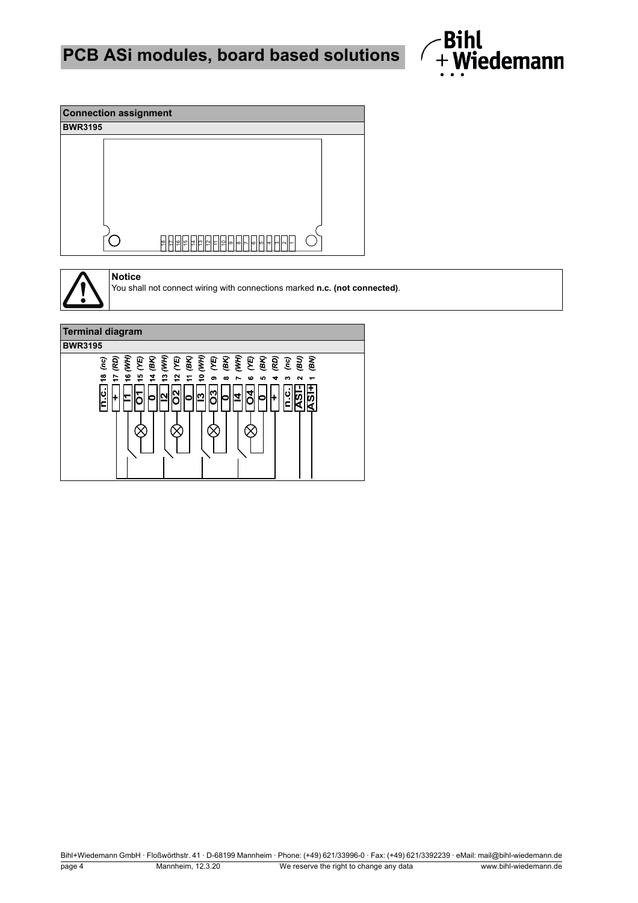## Connection assignment

**BWR3195**

18 17 16 15 14 13 12 11 10 9 8 7 6 5 4 3 2 1

**Notice**

You shall not connect wiring with connections marked **n.c. (not connected)**.

## Terminal diagram

**BWR3195**

18 *(nc)* n.c.
17 *(RD)* +
16 *(WH)* I1
15 *(YE)* O1
14 *(BK)* 0
13 *(WH)* I2
12 *(YE)* O2
11 *(BK)* 0
10 *(WH)* I3
9 *(YE)* O3
8 *(BK)* 0
7 *(WH)* I4
6 *(YE)* O4
5 *(BK)* 0
4 *(RD)* +
3 *(nc)* n.c.
2 *(BU)* ASI-
1 *(BN)* ASI+